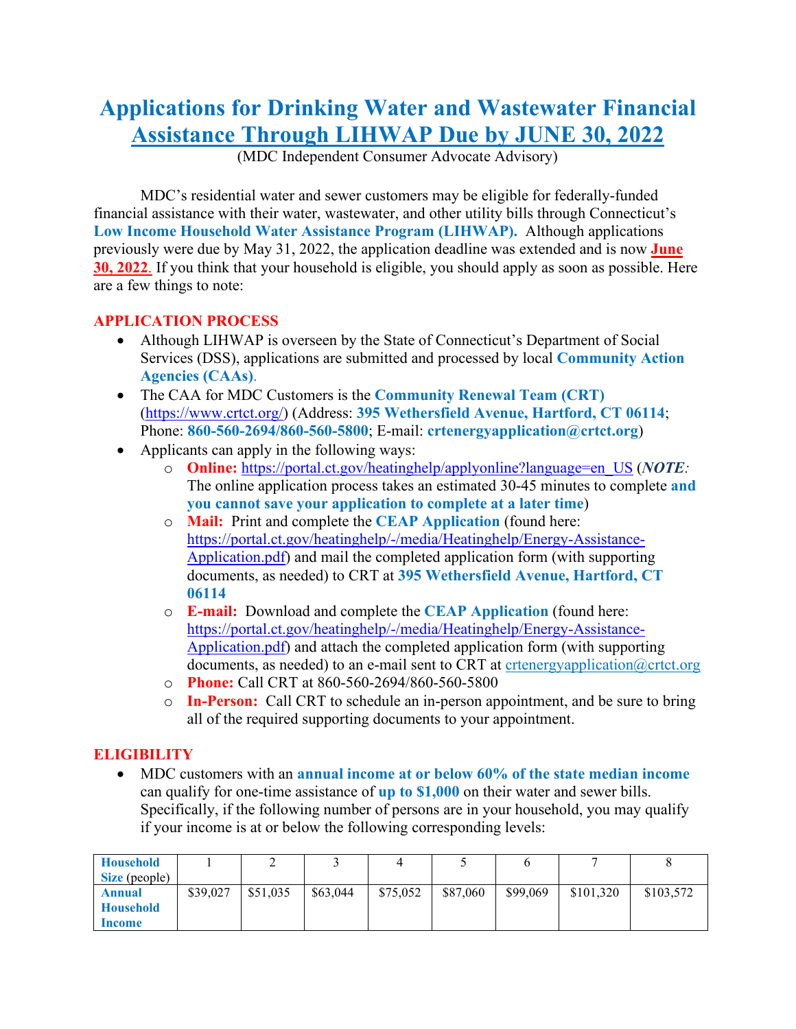# Applications for Drinking Water and Wastewater Financial Assistance Through LIHWAP Due by JUNE 30, 2022

(MDC Independent Consumer Advocate Advisory)

MDC's residential water and sewer customers may be eligible for federally-funded financial assistance with their water, wastewater, and other utility bills through Connecticut's **Low Income Household Water Assistance Program (LIHWAP).** Although applications previously were due by May 31, 2022, the application deadline was extended and is now **June 30, 2022**. If you think that your household is eligible, you should apply as soon as possible. Here are a few things to note:

## APPLICATION PROCESS

- Although LIHWAP is overseen by the State of Connecticut's Department of Social Services (DSS), applications are submitted and processed by local **Community Action Agencies (CAAs)**.
- The CAA for MDC Customers is the **Community Renewal Team (CRT)** (https://www.crtct.org/) (Address: **395 Wethersfield Avenue, Hartford, CT 06114**; Phone: **860-560-2694/860-560-5800**; E-mail: **crtenergyapplication@crtct.org**)
- Applicants can apply in the following ways:
  - **Online:** https://portal.ct.gov/heatinghelp/applyonline?language=en_US (***NOTE:*** The online application process takes an estimated 30-45 minutes to complete **and you cannot save your application to complete at a later time**)
  - **Mail:** Print and complete the **CEAP Application** (found here: https://portal.ct.gov/heatinghelp/-/media/Heatinghelp/Energy-Assistance-Application.pdf) and mail the completed application form (with supporting documents, as needed) to CRT at **395 Wethersfield Avenue, Hartford, CT 06114**
  - **E-mail:** Download and complete the **CEAP Application** (found here: https://portal.ct.gov/heatinghelp/-/media/Heatinghelp/Energy-Assistance-Application.pdf) and attach the completed application form (with supporting documents, as needed) to an e-mail sent to CRT at crtenergyapplication@crtct.org
  - **Phone:** Call CRT at 860-560-2694/860-560-5800
  - **In-Person:** Call CRT to schedule an in-person appointment, and be sure to bring all of the required supporting documents to your appointment.

## ELIGIBILITY

- MDC customers with an **annual income at or below 60% of the state median income** can qualify for one-time assistance of **up to $1,000** on their water and sewer bills. Specifically, if the following number of persons are in your household, you may qualify if your income is at or below the following corresponding levels:

| **Household Size** (people) | 1 | 2 | 3 | 4 | 5 | 6 | 7 | 8 |
|---|---|---|---|---|---|---|---|---|
| **Annual Household Income** | $39,027 | $51,035 | $63,044 | $75,052 | $87,060 | $99,069 | $101,320 | $103,572 |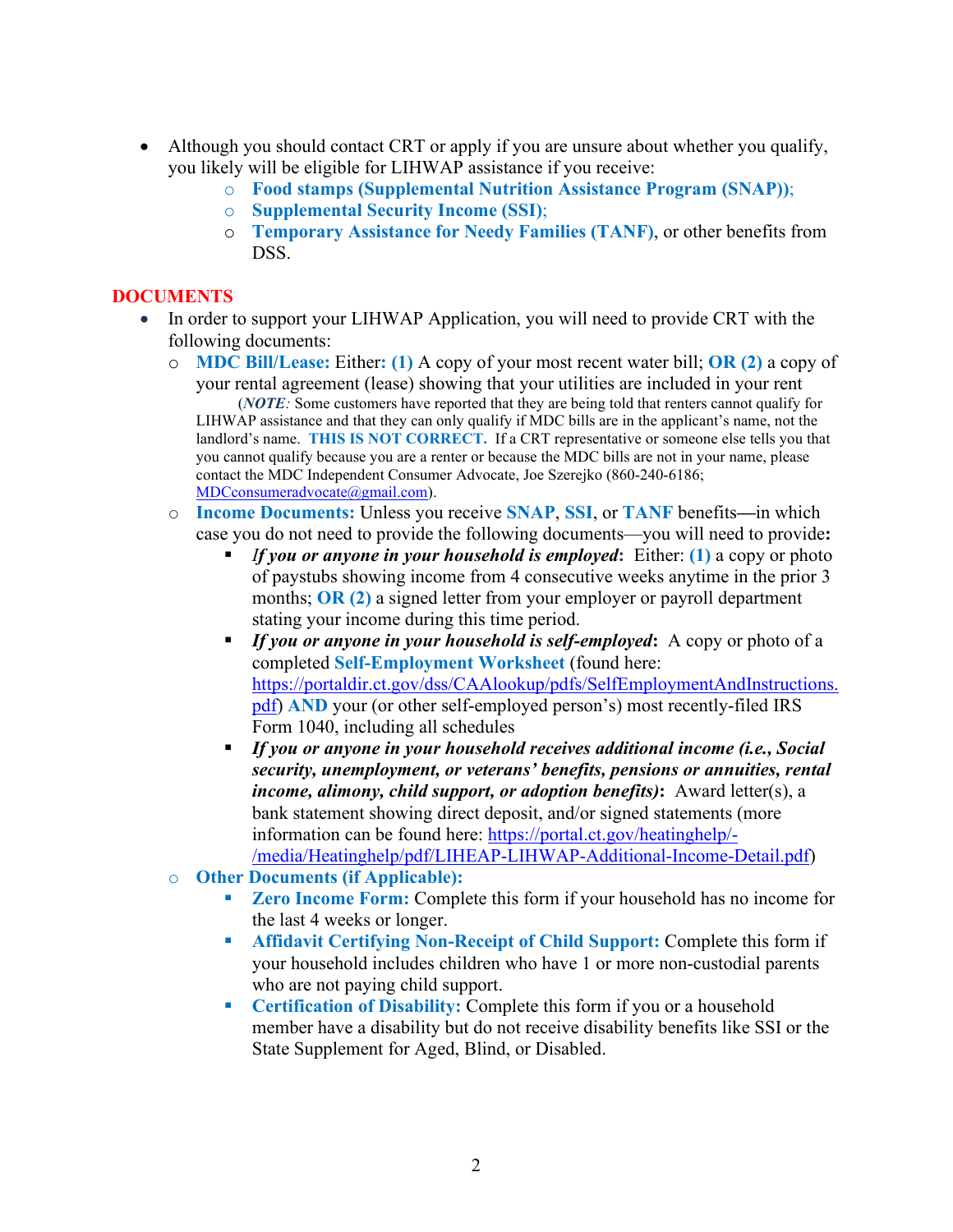- Although you should contact CRT or apply if you are unsure about whether you qualify, you likely will be eligible for LIHWAP assistance if you receive:
  - **Food stamps (Supplemental Nutrition Assistance Program (SNAP))**;
  - **Supplemental Security Income (SSI)**;
  - **Temporary Assistance for Needy Families (TANF)**, or other benefits from DSS.

## DOCUMENTS

- In order to support your LIHWAP Application, you will need to provide CRT with the following documents:
  - **MDC Bill/Lease:** Either: **(1)** A copy of your most recent water bill; **OR (2)** a copy of your rental agreement (lease) showing that your utilities are included in your rent

    (***NOTE:*** Some customers have reported that they are being told that renters cannot qualify for LIHWAP assistance and that they can only qualify if MDC bills are in the applicant's name, not the landlord's name. **THIS IS NOT CORRECT.** If a CRT representative or someone else tells you that you cannot qualify because you are a renter or because the MDC bills are not in your name, please contact the MDC Independent Consumer Advocate, Joe Szerejko (860-240-6186; MDCconsumeradvocate@gmail.com).
  - **Income Documents:** Unless you receive **SNAP**, **SSI**, or **TANF** benefits—in which case you do not need to provide the following documents—you will need to provide**:**
    - ***If you or anyone in your household is employed*****:** Either: **(1)** a copy or photo of paystubs showing income from 4 consecutive weeks anytime in the prior 3 months; **OR (2)** a signed letter from your employer or payroll department stating your income during this time period.
    - ***If you or anyone in your household is self-employed*****:** A copy or photo of a completed **Self-Employment Worksheet** (found here: https://portaldir.ct.gov/dss/CAAlookup/pdfs/SelfEmploymentAndInstructions.pdf) **AND** your (or other self-employed person's) most recently-filed IRS Form 1040, including all schedules
    - ***If you or anyone in your household receives additional income (i.e., Social security, unemployment, or veterans' benefits, pensions or annuities, rental income, alimony, child support, or adoption benefits)*****:** Award letter(s), a bank statement showing direct deposit, and/or signed statements (more information can be found here: https://portal.ct.gov/heatinghelp/-/media/Heatinghelp/pdf/LIHEAP-LIHWAP-Additional-Income-Detail.pdf)
  - **Other Documents (if Applicable):**
    - **Zero Income Form:** Complete this form if your household has no income for the last 4 weeks or longer.
    - **Affidavit Certifying Non-Receipt of Child Support:** Complete this form if your household includes children who have 1 or more non-custodial parents who are not paying child support.
    - **Certification of Disability:** Complete this form if you or a household member have a disability but do not receive disability benefits like SSI or the State Supplement for Aged, Blind, or Disabled.